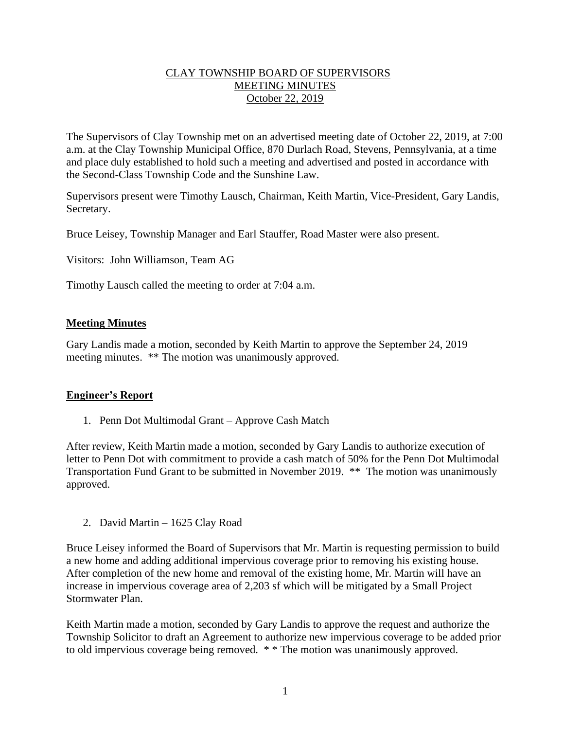# CLAY TOWNSHIP BOARD OF SUPERVISORS
# MEETING MINUTES
# October 22, 2019

The Supervisors of Clay Township met on an advertised meeting date of October 22, 2019, at 7:00 a.m. at the Clay Township Municipal Office, 870 Durlach Road, Stevens, Pennsylvania, at a time and place duly established to hold such a meeting and advertised and posted in accordance with the Second-Class Township Code and the Sunshine Law.

Supervisors present were Timothy Lausch, Chairman, Keith Martin, Vice-President, Gary Landis, Secretary.

Bruce Leisey, Township Manager and Earl Stauffer, Road Master were also present.

Visitors: John Williamson, Team AG

Timothy Lausch called the meeting to order at 7:04 a.m.

## Meeting Minutes

Gary Landis made a motion, seconded by Keith Martin to approve the September 24, 2019 meeting minutes. ** The motion was unanimously approved.

## Engineer's Report

1. Penn Dot Multimodal Grant – Approve Cash Match

After review, Keith Martin made a motion, seconded by Gary Landis to authorize execution of letter to Penn Dot with commitment to provide a cash match of 50% for the Penn Dot Multimodal Transportation Fund Grant to be submitted in November 2019. ** The motion was unanimously approved.

2. David Martin – 1625 Clay Road

Bruce Leisey informed the Board of Supervisors that Mr. Martin is requesting permission to build a new home and adding additional impervious coverage prior to removing his existing house. After completion of the new home and removal of the existing home, Mr. Martin will have an increase in impervious coverage area of 2,203 sf which will be mitigated by a Small Project Stormwater Plan.

Keith Martin made a motion, seconded by Gary Landis to approve the request and authorize the Township Solicitor to draft an Agreement to authorize new impervious coverage to be added prior to old impervious coverage being removed. * * The motion was unanimously approved.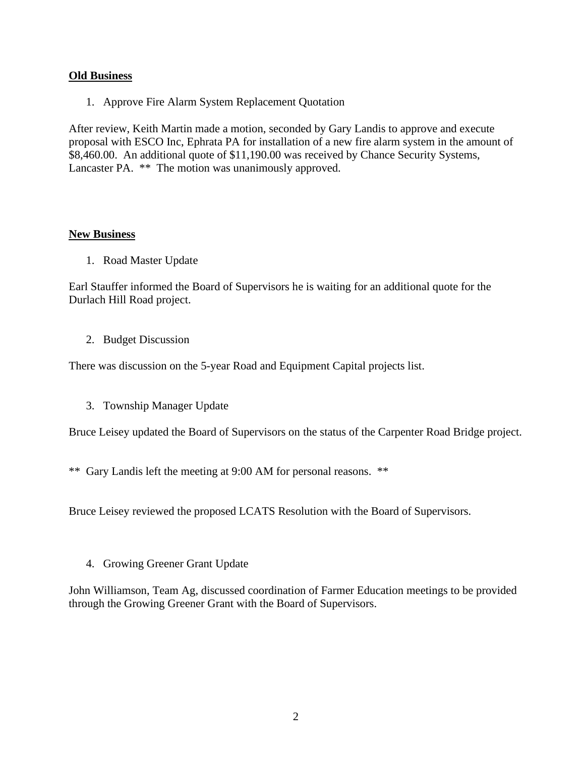**Old Business**

1. Approve Fire Alarm System Replacement Quotation

After review, Keith Martin made a motion, seconded by Gary Landis to approve and execute proposal with ESCO Inc, Ephrata PA for installation of a new fire alarm system in the amount of $8,460.00. An additional quote of $11,190.00 was received by Chance Security Systems, Lancaster PA. ** The motion was unanimously approved.

**New Business**

1. Road Master Update

Earl Stauffer informed the Board of Supervisors he is waiting for an additional quote for the Durlach Hill Road project.

2. Budget Discussion

There was discussion on the 5-year Road and Equipment Capital projects list.

3. Township Manager Update

Bruce Leisey updated the Board of Supervisors on the status of the Carpenter Road Bridge project.

** Gary Landis left the meeting at 9:00 AM for personal reasons. **

Bruce Leisey reviewed the proposed LCATS Resolution with the Board of Supervisors.

4. Growing Greener Grant Update

John Williamson, Team Ag, discussed coordination of Farmer Education meetings to be provided through the Growing Greener Grant with the Board of Supervisors.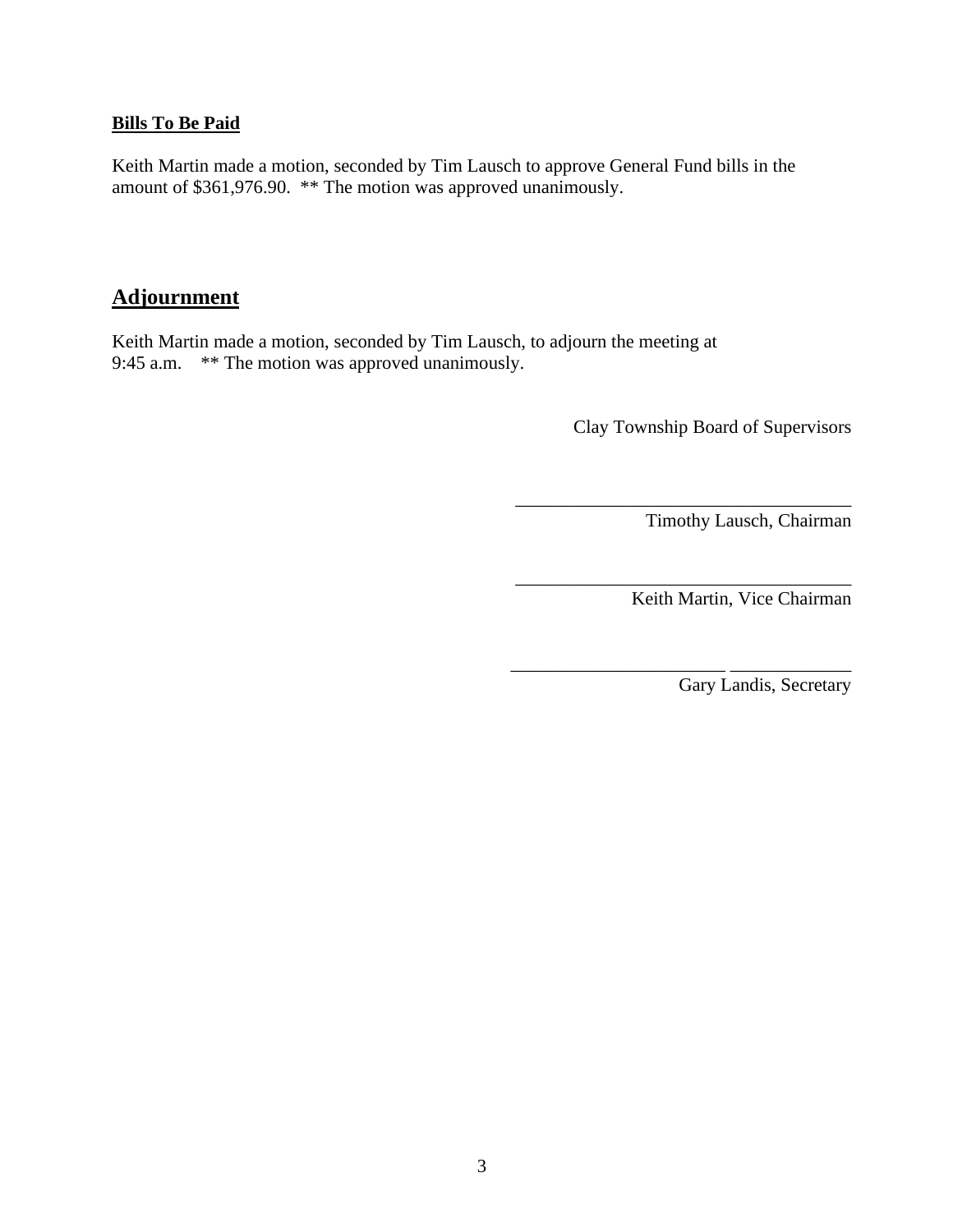**Bills To Be Paid**

Keith Martin made a motion, seconded by Tim Lausch to approve General Fund bills in the amount of $361,976.90. ** The motion was approved unanimously.

## Adjournment

Keith Martin made a motion, seconded by Tim Lausch, to adjourn the meeting at 9:45 a.m. ** The motion was approved unanimously.

Clay Township Board of Supervisors

_____________________________________
Timothy Lausch, Chairman

_____________________________________
Keith Martin, Vice Chairman

_____________________________________
Gary Landis, Secretary